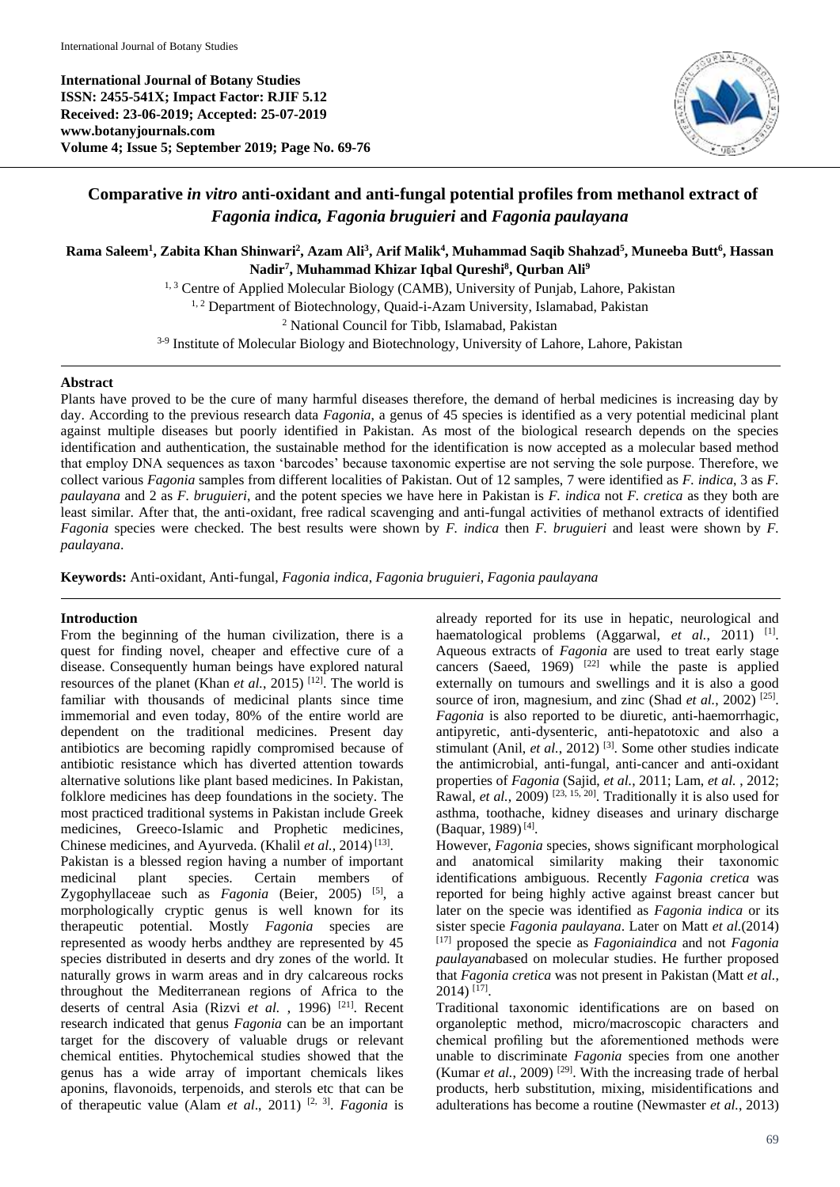International Journal of Botany Studies
ISSN: 2455-541X; Impact Factor: RJIF 5.12
Received: 23-06-2019; Accepted: 25-07-2019
www.botanyjournals.com
Volume 4; Issue 5; September 2019; Page No. 69-76

# Comparative *in vitro* anti-oxidant and anti-fungal potential profiles from methanol extract of *Fagonia indica, Fagonia bruguieri* and *Fagonia paulayana*

**Rama Saleem[1], Zabita Khan Shinwari[2], Azam Ali[3], Arif Malik[4], Muhammad Saqib Shahzad[5], Muneeba Butt[6], Hassan Nadir[7], Muhammad Khizar Iqbal Qureshi[8], Qurban Ali[9]**

[1, 3] Centre of Applied Molecular Biology (CAMB), University of Punjab, Lahore, Pakistan
[1, 2] Department of Biotechnology, Quaid-i-Azam University, Islamabad, Pakistan
[2] National Council for Tibb, Islamabad, Pakistan
[3-9] Institute of Molecular Biology and Biotechnology, University of Lahore, Lahore, Pakistan

## Abstract

Plants have proved to be the cure of many harmful diseases therefore, the demand of herbal medicines is increasing day by day. According to the previous research data *Fagonia*, a genus of 45 species is identified as a very potential medicinal plant against multiple diseases but poorly identified in Pakistan. As most of the biological research depends on the species identification and authentication, the sustainable method for the identification is now accepted as a molecular based method that employ DNA sequences as taxon 'barcodes' because taxonomic expertise are not serving the sole purpose. Therefore, we collect various *Fagonia* samples from different localities of Pakistan. Out of 12 samples, 7 were identified as *F. indica*, 3 as *F. paulayana* and 2 as *F. bruguieri*, and the potent species we have here in Pakistan is *F. indica* not *F. cretica* as they both are least similar. After that, the anti-oxidant, free radical scavenging and anti-fungal activities of methanol extracts of identified *Fagonia* species were checked. The best results were shown by *F. indica* then *F. bruguieri* and least were shown by *F. paulayana*.

**Keywords:** Anti-oxidant, Anti-fungal, *Fagonia indica*, *Fagonia bruguieri*, *Fagonia paulayana*

## Introduction

From the beginning of the human civilization, there is a quest for finding novel, cheaper and effective cure of a disease. Consequently human beings have explored natural resources of the planet (Khan *et al.*, 2015) [12]. The world is familiar with thousands of medicinal plants since time immemorial and even today, 80% of the entire world are dependent on the traditional medicines. Present day antibiotics are becoming rapidly compromised because of antibiotic resistance which has diverted attention towards alternative solutions like plant based medicines. In Pakistan, folklore medicines has deep foundations in the society. The most practiced traditional systems in Pakistan include Greek medicines, Greeco-Islamic and Prophetic medicines, Chinese medicines, and Ayurveda. (Khalil *et al.*, 2014) [13].

Pakistan is a blessed region having a number of important medicinal plant species. Certain members of Zygophyllaceae such as *Fagonia* (Beier, 2005) [5], a morphologically cryptic genus is well known for its therapeutic potential. Mostly *Fagonia* species are represented as woody herbs andthey are represented by 45 species distributed in deserts and dry zones of the world. It naturally grows in warm areas and in dry calcareous rocks throughout the Mediterranean regions of Africa to the deserts of central Asia (Rizvi *et al.* , 1996) [21]. Recent research indicated that genus *Fagonia* can be an important target for the discovery of valuable drugs or relevant chemical entities. Phytochemical studies showed that the genus has a wide array of important chemicals likes aponins, flavonoids, terpenoids, and sterols etc that can be of therapeutic value (Alam *et al*., 2011) [2, 3]. *Fagonia* is already reported for its use in hepatic, neurological and haematological problems (Aggarwal, *et al.*, 2011) [1]. Aqueous extracts of *Fagonia* are used to treat early stage cancers (Saeed, 1969) [22] while the paste is applied externally on tumours and swellings and it is also a good source of iron, magnesium, and zinc (Shad *et al.*, 2002) [25]. *Fagonia* is also reported to be diuretic, anti-haemorrhagic, antipyretic, anti-dysenteric, anti-hepatotoxic and also a stimulant (Anil, *et al.*, 2012) [3]. Some other studies indicate the antimicrobial, anti-fungal, anti-cancer and anti-oxidant properties of *Fagonia* (Sajid, *et al.*, 2011; Lam, *et al.* , 2012; Rawal, *et al.*, 2009) [23, 15, 20]. Traditionally it is also used for asthma, toothache, kidney diseases and urinary discharge (Baquar, 1989) [4].

However, *Fagonia* species, shows significant morphological and anatomical similarity making their taxonomic identifications ambiguous. Recently *Fagonia cretica* was reported for being highly active against breast cancer but later on the specie was identified as *Fagonia indica* or its sister specie *Fagonia paulayana*. Later on Matt *et al.*(2014) [17] proposed the specie as *Fagoniaindica* and not *Fagonia paulayana*based on molecular studies. He further proposed that *Fagonia cretica* was not present in Pakistan (Matt *et al.*, 2014) [17].

Traditional taxonomic identifications are on based on organoleptic method, micro/macroscopic characters and chemical profiling but the aforementioned methods were unable to discriminate *Fagonia* species from one another (Kumar *et al.*, 2009) [29]. With the increasing trade of herbal products, herb substitution, mixing, misidentifications and adulterations has become a routine (Newmaster *et al.*, 2013)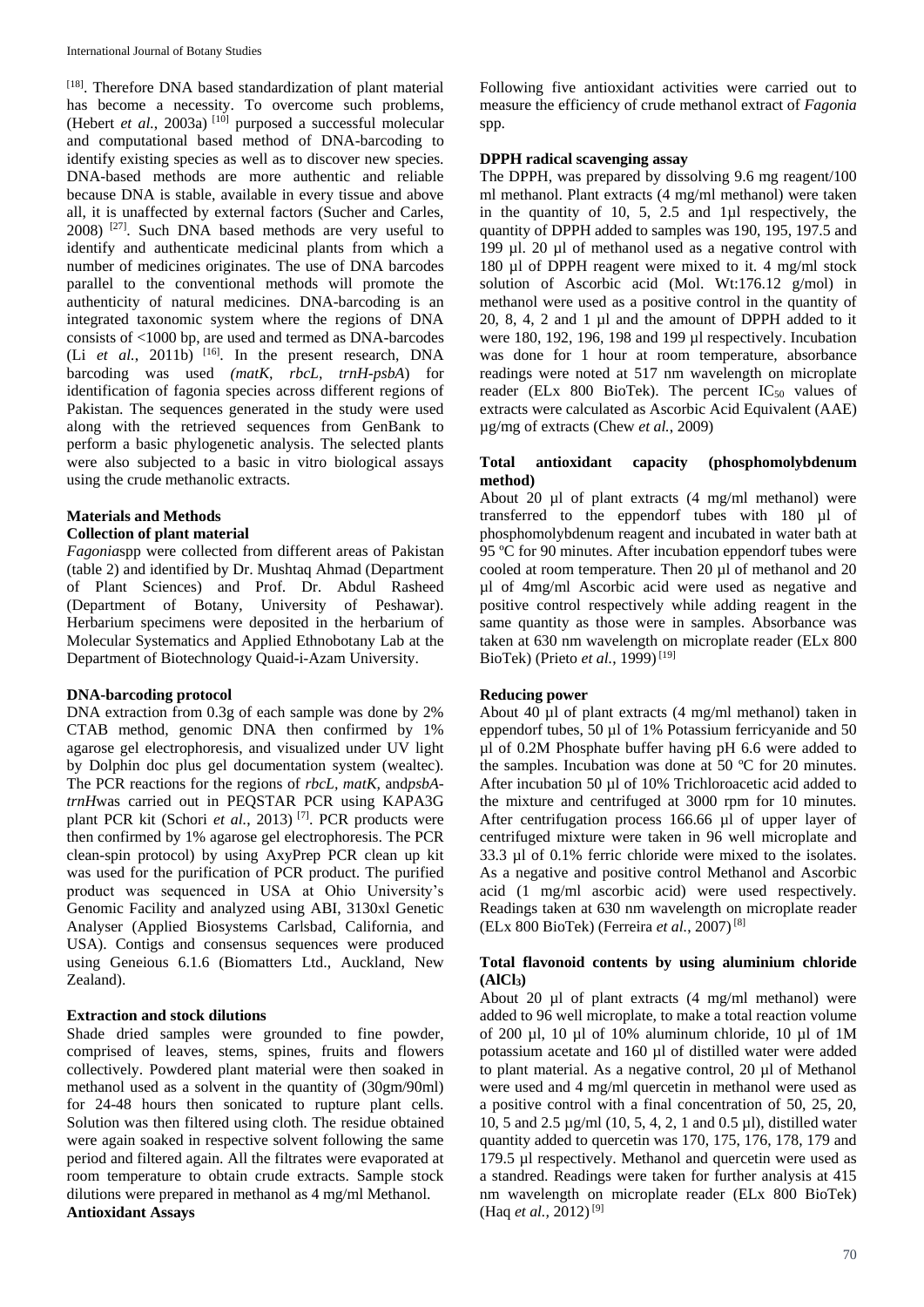[18]. Therefore DNA based standardization of plant material has become a necessity. To overcome such problems, (Hebert *et al.*, 2003a) [10] purposed a successful molecular and computational based method of DNA-barcoding to identify existing species as well as to discover new species. DNA-based methods are more authentic and reliable because DNA is stable, available in every tissue and above all, it is unaffected by external factors (Sucher and Carles, 2008) [27]. Such DNA based methods are very useful to identify and authenticate medicinal plants from which a number of medicines originates. The use of DNA barcodes parallel to the conventional methods will promote the authenticity of natural medicines. DNA-barcoding is an integrated taxonomic system where the regions of DNA consists of <1000 bp, are used and termed as DNA-barcodes (Li *et al.*, 2011b) [16]. In the present research, DNA barcoding was used (*matK*, *rbcL*, *trnH-psbA*) for identification of fagonia species across different regions of Pakistan. The sequences generated in the study were used along with the retrieved sequences from GenBank to perform a basic phylogenetic analysis. The selected plants were also subjected to a basic in vitro biological assays using the crude methanolic extracts.

## Materials and Methods

### Collection of plant material

*Fagonia*spp were collected from different areas of Pakistan (table 2) and identified by Dr. Mushtaq Ahmad (Department of Plant Sciences) and Prof. Dr. Abdul Rasheed (Department of Botany, University of Peshawar). Herbarium specimens were deposited in the herbarium of Molecular Systematics and Applied Ethnobotany Lab at the Department of Biotechnology Quaid-i-Azam University.

### DNA-barcoding protocol

DNA extraction from 0.3g of each sample was done by 2% CTAB method, genomic DNA then confirmed by 1% agarose gel electrophoresis, and visualized under UV light by Dolphin doc plus gel documentation system (wealtec). The PCR reactions for the regions of *rbcL*, *matK*, and*psbA-trnH*was carried out in PEQSTAR PCR using KAPA3G plant PCR kit (Schori *et al.*, 2013) [7]. PCR products were then confirmed by 1% agarose gel electrophoresis. The PCR clean-spin protocol) by using AxyPrep PCR clean up kit was used for the purification of PCR product. The purified product was sequenced in USA at Ohio University's Genomic Facility and analyzed using ABI, 3130xl Genetic Analyser (Applied Biosystems Carlsbad, California, and USA). Contigs and consensus sequences were produced using Geneious 6.1.6 (Biomatters Ltd., Auckland, New Zealand).

### Extraction and stock dilutions

Shade dried samples were grounded to fine powder, comprised of leaves, stems, spines, fruits and flowers collectively. Powdered plant material were then soaked in methanol used as a solvent in the quantity of (30gm/90ml) for 24-48 hours then sonicated to rupture plant cells. Solution was then filtered using cloth. The residue obtained were again soaked in respective solvent following the same period and filtered again. All the filtrates were evaporated at room temperature to obtain crude extracts. Sample stock dilutions were prepared in methanol as 4 mg/ml Methanol.

### Antioxidant Assays

Following five antioxidant activities were carried out to measure the efficiency of crude methanol extract of *Fagonia* spp.

### DPPH radical scavenging assay

The DPPH, was prepared by dissolving 9.6 mg reagent/100 ml methanol. Plant extracts (4 mg/ml methanol) were taken in the quantity of 10, 5, 2.5 and 1µl respectively, the quantity of DPPH added to samples was 190, 195, 197.5 and 199 µl. 20 µl of methanol used as a negative control with 180 µl of DPPH reagent were mixed to it. 4 mg/ml stock solution of Ascorbic acid (Mol. Wt:176.12 g/mol) in methanol were used as a positive control in the quantity of 20, 8, 4, 2 and 1 µl and the amount of DPPH added to it were 180, 192, 196, 198 and 199 µl respectively. Incubation was done for 1 hour at room temperature, absorbance readings were noted at 517 nm wavelength on microplate reader (ELx 800 BioTek). The percent $IC_{50}$ values of extracts were calculated as Ascorbic Acid Equivalent (AAE) µg/mg of extracts (Chew *et al.*, 2009)

### Total antioxidant capacity (phosphomolybdenum method)

About 20 µl of plant extracts (4 mg/ml methanol) were transferred to the eppendorf tubes with 180 µl of phosphomolybdenum reagent and incubated in water bath at 95 ºC for 90 minutes. After incubation eppendorf tubes were cooled at room temperature. Then 20 µl of methanol and 20 µl of 4mg/ml Ascorbic acid were used as negative and positive control respectively while adding reagent in the same quantity as those were in samples. Absorbance was taken at 630 nm wavelength on microplate reader (ELx 800 BioTek) (Prieto *et al.*, 1999) [19]

### Reducing power

About 40 µl of plant extracts (4 mg/ml methanol) taken in eppendorf tubes, 50 µl of 1% Potassium ferricyanide and 50 µl of 0.2M Phosphate buffer having pH 6.6 were added to the samples. Incubation was done at 50 ºC for 20 minutes. After incubation 50 µl of 10% Trichloroacetic acid added to the mixture and centrifuged at 3000 rpm for 10 minutes. After centrifugation process 166.66 µl of upper layer of centrifuged mixture were taken in 96 well microplate and 33.3 µl of 0.1% ferric chloride were mixed to the isolates. As a negative and positive control Methanol and Ascorbic acid (1 mg/ml ascorbic acid) were used respectively. Readings taken at 630 nm wavelength on microplate reader (ELx 800 BioTek) (Ferreira *et al.*, 2007) [8]

### Total flavonoid contents by using aluminium chloride ($AlCl_3$)

About 20 µl of plant extracts (4 mg/ml methanol) were added to 96 well microplate, to make a total reaction volume of 200 µl, 10 µl of 10% aluminum chloride, 10 µl of 1M potassium acetate and 160 µl of distilled water were added to plant material. As a negative control, 20 µl of Methanol were used and 4 mg/ml quercetin in methanol were used as a positive control with a final concentration of 50, 25, 20, 10, 5 and 2.5 µg/ml (10, 5, 4, 2, 1 and 0.5 µl), distilled water quantity added to quercetin was 170, 175, 176, 178, 179 and 179.5 µl respectively. Methanol and quercetin were used as a standred. Readings were taken for further analysis at 415 nm wavelength on microplate reader (ELx 800 BioTek) (Haq *et al.*, 2012) [9]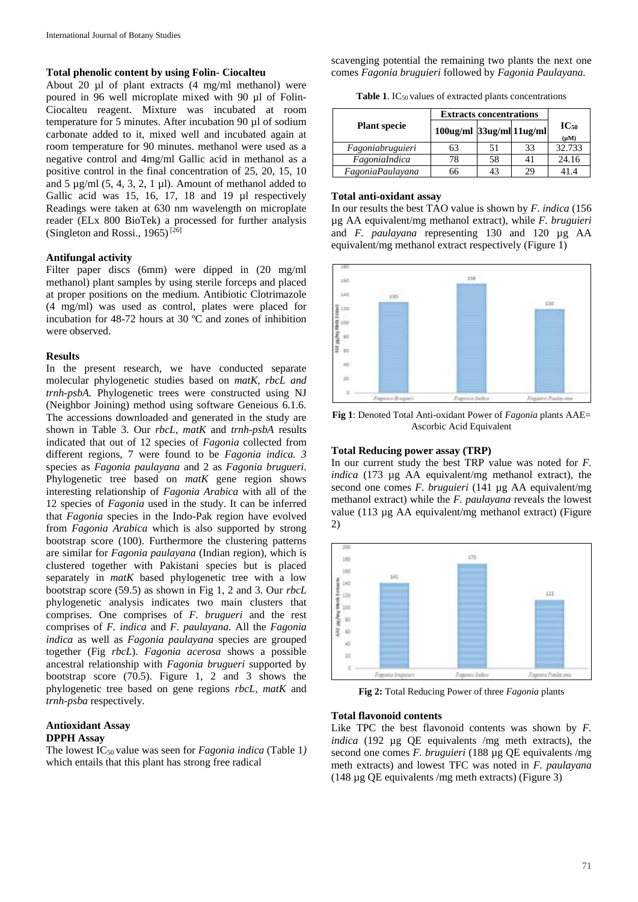#### Total phenolic content by using Folin- Ciocalteu

About 20 µl of plant extracts (4 mg/ml methanol) were poured in 96 well microplate mixed with 90 µl of Folin-Ciocalteu reagent. Mixture was incubated at room temperature for 5 minutes. After incubation 90 µl of sodium carbonate added to it, mixed well and incubated again at room temperature for 90 minutes. methanol were used as a negative control and 4mg/ml Gallic acid in methanol as a positive control in the final concentration of 25, 20, 15, 10 and 5 µg/ml (5, 4, 3, 2, 1 µl). Amount of methanol added to Gallic acid was 15, 16, 17, 18 and 19 µl respectively Readings were taken at 630 nm wavelength on microplate reader (ELx 800 BioTek) a processed for further analysis (Singleton and Rossi., 1965) [26]

#### Antifungal activity

Filter paper discs (6mm) were dipped in (20 mg/ml methanol) plant samples by using sterile forceps and placed at proper positions on the medium. Antibiotic Clotrimazole (4 mg/ml) was used as control, plates were placed for incubation for 48-72 hours at 30 ºC and zones of inhibition were observed.

#### Results

In the present research, we have conducted separate molecular phylogenetic studies based on *matK, rbcL and trnh-psbA.* Phylogenetic trees were constructed using NJ (Neighbor Joining) method using software Geneious 6.1.6. The accessions downloaded and generated in the study are shown in Table 3. Our *rbcL, matK* and *trnh-psbA* results indicated that out of 12 species of *Fagonia* collected from different regions, 7 were found to be *Fagonia indica. 3* species as *Fagonia paulayana* and 2 as *Fagonia brugueri*. Phylogenetic tree based on *matK* gene region shows interesting relationship of *Fagonia Arabica* with all of the 12 species of *Fagonia* used in the study. It can be inferred that *Fagonia* species in the Indo-Pak region have evolved from *Fagonia Arabica* which is also supported by strong bootstrap score (100). Furthermore the clustering patterns are similar for *Fagonia paulayana* (Indian region), which is clustered together with Pakistani species but is placed separately in *matK* based phylogenetic tree with a low bootstrap score (59.5) as shown in Fig 1, 2 and 3. Our *rbcL* phylogenetic analysis indicates two main clusters that comprises. One comprises of *F. brugueri* and the rest comprises of *F. indica* and *F. paulayana.* All the *Fagonia indica* as well as *Fagonia paulayana* species are grouped together (Fig *rbcL*). *Fagonia acerosa* shows a possible ancestral relationship with *Fagonia brugueri* supported by bootstrap score (70.5). Figure 1, 2 and 3 shows the phylogenetic tree based on gene regions *rbcL, matK* and *trnh-psba* respectively.

#### Antioxidant Assay

#### DPPH Assay

The lowest $IC_{50}$ value was seen for *Fagonia indica* (Table 1*)* which entails that this plant has strong free radical scavenging potential the remaining two plants the next one comes *Fagonia bruguieri* followed by *Fagonia Paulayana.*

**Table 1**. $IC_{50}$ values of extracted plants concentrations

| Plant specie | Extracts concentrations | | | $IC_{50}$ (µM) |
|---|---|---|---|---|
| | 100ug/ml | 33ug/ml | 11ug/ml | |
| *Fagoniabruguieri* | 63 | 51 | 33 | 32.733 |
| *FagoniaIndica* | 78 | 58 | 41 | 24.16 |
| *FagoniaPaulayana* | 66 | 43 | 29 | 41.4 |

#### Total anti-oxidant assay

In our results the best TAO value is shown by *F. indica* (156 µg AA equivalent/mg methanol extract), while *F. bruguieri* and *F. paulayana* representing 130 and 120 µg AA equivalent/mg methanol extract respectively (Figure 1)

**Fig 1**: Denoted Total Anti-oxidant Power of *Fagonia* plants AAE= Ascorbic Acid Equivalent

#### Total Reducing power assay (TRP)

In our current study the best TRP value was noted for *F. indica* (173 µg AA equivalent/mg methanol extract), the second one comes *F. bruguieri* (141 µg AA equivalent/mg methanol extract) while the *F. paulayana* reveals the lowest value (113 µg AA equivalent/mg methanol extract) (Figure 2)

**Fig 2:** Total Reducing Power of three *Fagonia* plants

#### Total flavonoid contents

Like TPC the best flavonoid contents was shown by *F. indica* (192 µg QE equivalents /mg meth extracts), the second one comes *F. bruguieri* (188 µg QE equivalents /mg meth extracts) and lowest TFC was noted in *F. paulayana* (148 µg QE equivalents /mg meth extracts) (Figure 3)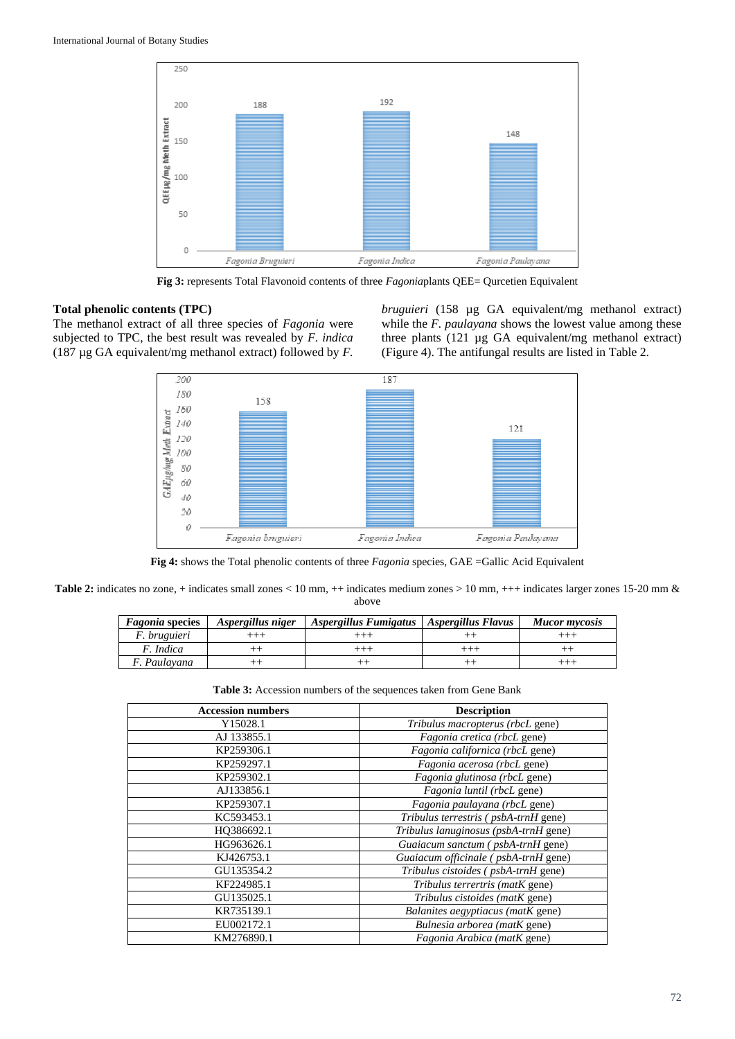**Fig 3:** represents Total Flavonoid contents of three *Fagonia*plants QEE= Qurcetien Equivalent

### Total phenolic contents (TPC)

The methanol extract of all three species of *Fagonia* were subjected to TPC, the best result was revealed by *F. indica* (187 µg GA equivalent/mg methanol extract) followed by *F. bruguieri* (158 µg GA equivalent/mg methanol extract) while the *F. paulayana* shows the lowest value among these three plants (121 µg GA equivalent/mg methanol extract) (Figure 4). The antifungal results are listed in Table 2.

**Fig 4:** shows the Total phenolic contents of three *Fagonia* species, GAE =Gallic Acid Equivalent

**Table 2:** indicates no zone, + indicates small zones < 10 mm, ++ indicates medium zones > 10 mm, +++ indicates larger zones 15-20 mm & above

| *Fagonia* species | *Aspergillus niger* | *Aspergillus Fumigatus* | *Aspergillus Flavus* | *Mucor mycosis* |
| --- | --- | --- | --- | --- |
| *F. bruguieri* | +++ | +++ | ++ | +++ |
| *F. Indica* | ++ | +++ | +++ | ++ |
| *F. Paulayana* | ++ | ++ | ++ | +++ |

**Table 3:** Accession numbers of the sequences taken from Gene Bank

| Accession numbers | Description |
| --- | --- |
| Y15028.1 | *Tribulus macropterus (rbcL* gene) |
| AJ 133855.1 | *Fagonia cretica (rbcL* gene) |
| KP259306.1 | *Fagonia californica (rbcL* gene) |
| KP259297.1 | *Fagonia acerosa (rbcL* gene) |
| KP259302.1 | *Fagonia glutinosa (rbcL* gene) |
| AJ133856.1 | *Fagonia luntil (rbcL* gene) |
| KP259307.1 | *Fagonia paulayana (rbcL* gene) |
| KC593453.1 | *Tribulus terrestris ( psbA-trnH* gene) |
| HQ386692.1 | *Tribulus lanuginosus (psbA-trnH* gene) |
| HG963626.1 | *Guaiacum sanctum ( psbA-trnH* gene) |
| KJ426753.1 | *Guaiacum officinale ( psbA-trnH* gene) |
| GU135354.2 | *Tribulus cistoides ( psbA-trnH* gene) |
| KF224985.1 | *Tribulus terrertris (matK* gene) |
| GU135025.1 | *Tribulus cistoides (matK* gene) |
| KR735139.1 | *Balanites aegyptiacus (matK* gene) |
| EU002172.1 | *Bulnesia arborea (matK* gene) |
| KM276890.1 | *Fagonia Arabica (matK* gene) |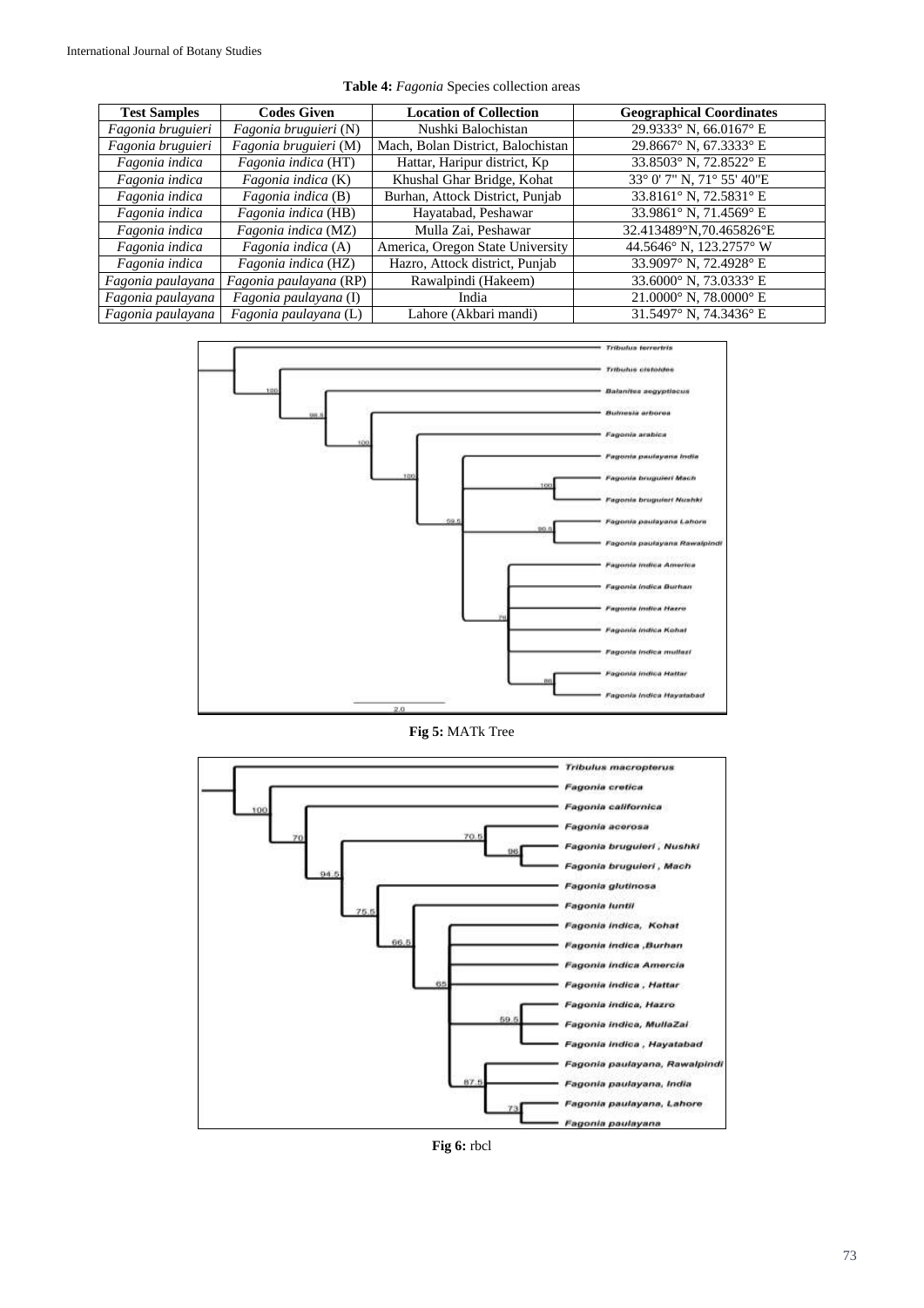**Table 4:** *Fagonia* Species collection areas

| Test Samples | Codes Given | Location of Collection | Geographical Coordinates |
|---|---|---|---|
| *Fagonia bruguieri* | *Fagonia bruguieri* (N) | Nushki Balochistan | 29.9333° N, 66.0167° E |
| *Fagonia bruguieri* | *Fagonia bruguieri* (M) | Mach, Bolan District, Balochistan | 29.8667° N, 67.3333° E |
| *Fagonia indica* | *Fagonia indica* (HT) | Hattar, Haripur district, Kp | 33.8503° N, 72.8522° E |
| *Fagonia indica* | *Fagonia indica* (K) | Khushal Ghar Bridge, Kohat | 33° 0' 7" N, 71° 55' 40"E |
| *Fagonia indica* | *Fagonia indica* (B) | Burhan, Attock District, Punjab | 33.8161° N, 72.5831° E |
| *Fagonia indica* | *Fagonia indica* (HB) | Hayatabad, Peshawar | 33.9861° N, 71.4569° E |
| *Fagonia indica* | *Fagonia indica* (MZ) | Mulla Zai, Peshawar | 32.413489°N,70.465826°E |
| *Fagonia indica* | *Fagonia indica* (A) | America, Oregon State University | 44.5646° N, 123.2757° W |
| *Fagonia indica* | *Fagonia indica* (HZ) | Hazro, Attock district, Punjab | 33.9097° N, 72.4928° E |
| *Fagonia paulayana* | *Fagonia paulayana* (RP) | Rawalpindi (Hakeem) | 33.6000° N, 73.0333° E |
| *Fagonia paulayana* | *Fagonia paulayana* (I) | India | 21.0000° N, 78.0000° E |
| *Fagonia paulayana* | *Fagonia paulayana* (L) | Lahore (Akbari mandi) | 31.5497° N, 74.3436° E |

**Fig 5:** MATk Tree

**Fig 6:** rbcl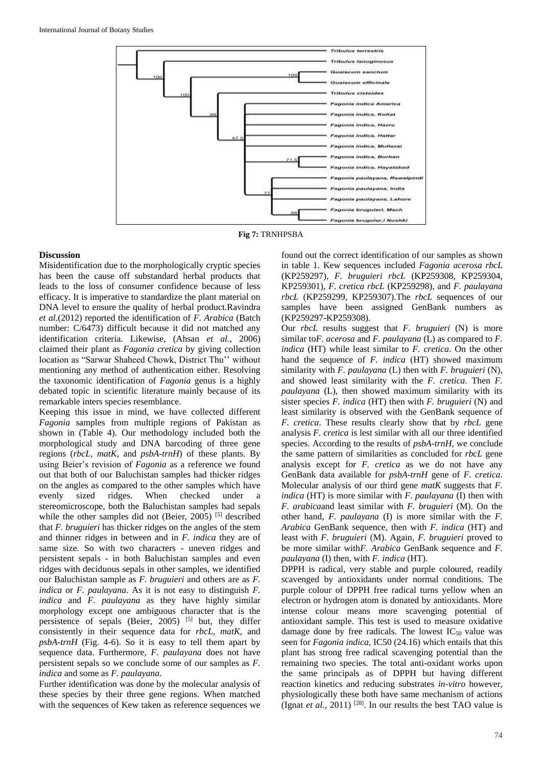Fig 7: TRNHPSBA

## Discussion

Misidentification due to the morphologically cryptic species has been the cause off substandard herbal products that leads to the loss of consumer confidence because of less efficacy. It is imperative to standardize the plant material on DNA level to ensure the quality of herbal product.Ravindra *et al.*(2012) reported the identification of *F. Arabica* (Batch number: C/6473) difficult because it did not matched any identification criteria. Likewise, (Ahsan *et al.*, 2006) claimed their plant as *Fagonia cretica* by giving collection location as "Sarwar Shaheed Chowk, District Thu'' without mentioning any method of authentication either. Resolving the taxonomic identification of *Fagonia* genus is a highly debated topic in scientific literature mainly because of its remarkable inters species resemblance.

Keeping this issue in mind, we have collected different *Fagonia* samples from multiple regions of Pakistan as shown in (Table 4). Our methodology included both the morphological study and DNA barcoding of three gene regions (*rbcL*, *matK*, and *psbA-trnH*) of these plants. By using Beier's revision of *Fagonia* as a reference we found out that both of our Baluchistan samples had thicker ridges on the angles as compared to the other samples which have evenly sized ridges. When checked under a stereomicroscope, both the Baluchistan samples had sepals while the other samples did not (Beier, 2005) [5] described that *F. bruguieri* has thicker ridges on the angles of the stem and thinner ridges in between and in *F. indica* they are of same size. So with two characters - uneven ridges and persistent sepals - in both Baluchistan samples and even ridges with deciduous sepals in other samples, we identified our Baluchistan sample as *F. bruguieri* and others are as *F. indica* or *F. paulayana*. As it is not easy to distinguish *F. indica* and *F. paulayana* as they have highly similar morphology except one ambiguous character that is the persistence of sepals (Beier, 2005) [5] but, they differ consistently in their sequence data for *rbcL*, *matK*, and *psbA-trnH* (Fig. 4-6). So it is easy to tell them apart by sequence data. Furthermore, *F. paulayana* does not have persistent sepals so we conclude some of our samples as *F. indica* and some as *F. paulayana.*

Further identification was done by the molecular analysis of these species by their three gene regions. When matched with the sequences of Kew taken as reference sequences we found out the correct identification of our samples as shown in table 1. Kew sequences included *Fagonia acerosa rbcL* (KP259297), *F. bruguieri rbcL* (KP259308, KP259304, KP259301), *F. cretica rbcL* (KP259298), and *F. paulayana rbcL* (KP259299, KP259307).The *rbcL* sequences of our samples have been assigned GenBank numbers as (KP259297-KP259308).

Our *rbcL* results suggest that *F. bruguieri* (N) is more similar to*F. acerosa* and *F. paulayana* (L) as compared to *F. indica* (HT) while least similar to *F. cretica*. On the other hand the sequence of *F. indica* (HT) showed maximum similarity with *F. paulayana* (L) then with *F. bruguieri* (N), and showed least similarity with the *F. cretica*. Then *F. paulayana* (L), then showed maximum similarity with its sister species *F. indica* (HT) then with *F. bruguieri* (N) and least similarity is observed with the GenBank sequence of *F. cretica*. These results clearly show that by *rbcL* gene analysis *F. cretica* is lest similar with all our three identified species. According to the results of *psbA-trnH*, we conclude the same pattern of similarities as concluded for *rbcL* gene analysis except for *F. cretica* as we do not have any GenBank data available for *psbA-trnH* gene of *F. cretica*. Molecular analysis of our third gene *matK* suggests that *F. indica* (HT) is more similar with *F. paulayana* (I) then with *F. arabica*and least similar with *F. bruguieri* (M). On the other hand, *F. paulayana* (I) is more similar with the *F. Arabica* GenBank sequence, then with *F. indica* (HT) and least with *F. bruguieri* (M). Again, *F. bruguieri* proved to be more similar with*F. Arabica* GenBank sequence and *F. paulayana* (I) then, with *F. indica* (HT).

DPPH is radical, very stable and purple coloured, readily scavenged by antioxidants under normal conditions. The purple colour of DPPH free radical turns yellow when an electron or hydrogen atom is donated by antioxidants. More intense colour means more scavenging potential of antioxidant sample. This test is used to measure oxidative damage done by free radicals. The lowest $IC_{50}$ value was seen for *Fagonia indica,* IC50 (24.16) which entails that this plant has strong free radical scavenging potential than the remaining two species. The total anti-oxidant works upon the same principals as of DPPH but having different reaction kinetics and reducing substrates *in-vitro* however, physiologically these both have same mechanism of actions (Ignat *et al.*, 2011) [28]. In our results the best TAO value is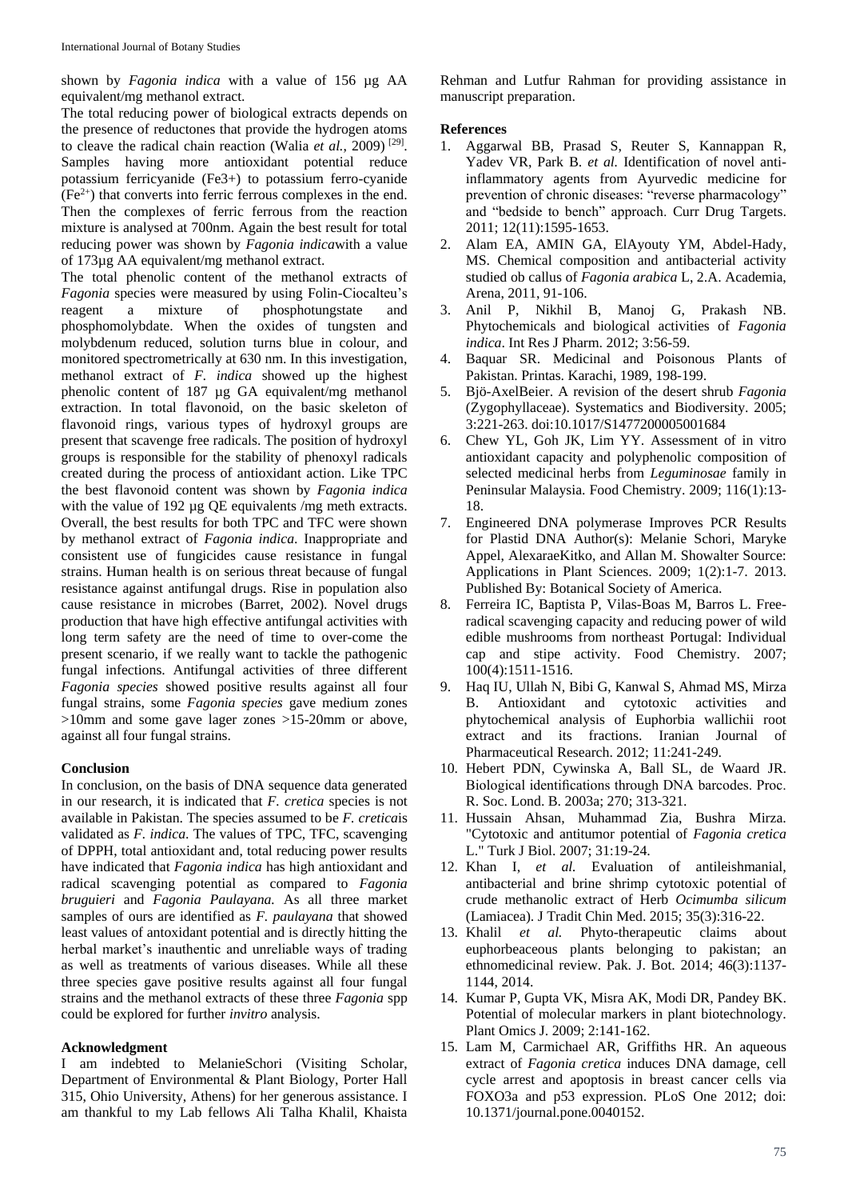shown by *Fagonia indica* with a value of 156 µg AA equivalent/mg methanol extract.

The total reducing power of biological extracts depends on the presence of reductones that provide the hydrogen atoms to cleave the radical chain reaction (Walia *et al.*, 2009) [29]. Samples having more antioxidant potential reduce potassium ferricyanide (Fe3+) to potassium ferro-cyanide ($Fe^{2+}$) that converts into ferric ferrous complexes in the end. Then the complexes of ferric ferrous from the reaction mixture is analysed at 700nm. Again the best result for total reducing power was shown by *Fagonia indica*with a value of 173µg AA equivalent/mg methanol extract.

The total phenolic content of the methanol extracts of *Fagonia* species were measured by using Folin-Ciocalteu's reagent a mixture of phosphotungstate and phosphomolybdate. When the oxides of tungsten and molybdenum reduced, solution turns blue in colour, and monitored spectrometrically at 630 nm. In this investigation, methanol extract of *F. indica* showed up the highest phenolic content of 187 µg GA equivalent/mg methanol extraction. In total flavonoid, on the basic skeleton of flavonoid rings, various types of hydroxyl groups are present that scavenge free radicals. The position of hydroxyl groups is responsible for the stability of phenoxyl radicals created during the process of antioxidant action. Like TPC the best flavonoid content was shown by *Fagonia indica* with the value of 192 µg QE equivalents /mg meth extracts. Overall, the best results for both TPC and TFC were shown by methanol extract of *Fagonia indica*. Inappropriate and consistent use of fungicides cause resistance in fungal strains. Human health is on serious threat because of fungal resistance against antifungal drugs. Rise in population also cause resistance in microbes (Barret, 2002). Novel drugs production that have high effective antifungal activities with long term safety are the need of time to over-come the present scenario, if we really want to tackle the pathogenic fungal infections. Antifungal activities of three different *Fagonia species* showed positive results against all four fungal strains, some *Fagonia species* gave medium zones >10mm and some gave lager zones >15-20mm or above, against all four fungal strains.

## Conclusion

In conclusion, on the basis of DNA sequence data generated in our research, it is indicated that *F. cretica* species is not available in Pakistan. The species assumed to be *F. cretica*is validated as *F. indica*. The values of TPC, TFC, scavenging of DPPH, total antioxidant and, total reducing power results have indicated that *Fagonia indica* has high antioxidant and radical scavenging potential as compared to *Fagonia bruguieri* and *Fagonia Paulayana.* As all three market samples of ours are identified as *F. paulayana* that showed least values of antoxidant potential and is directly hitting the herbal market's inauthentic and unreliable ways of trading as well as treatments of various diseases. While all these three species gave positive results against all four fungal strains and the methanol extracts of these three *Fagonia* spp could be explored for further *invitro* analysis.

## Acknowledgment

I am indebted to MelanieSchori (Visiting Scholar, Department of Environmental & Plant Biology, Porter Hall 315, Ohio University, Athens) for her generous assistance. I am thankful to my Lab fellows Ali Talha Khalil, Khaista Rehman and Lutfur Rahman for providing assistance in manuscript preparation.

## References

1. Aggarwal BB, Prasad S, Reuter S, Kannappan R, Yadev VR, Park B. *et al.* Identification of novel anti-inflammatory agents from Ayurvedic medicine for prevention of chronic diseases: "reverse pharmacology" and "bedside to bench" approach. Curr Drug Targets. 2011; 12(11):1595-1653.
2. Alam EA, AMIN GA, ElAyouty YM, Abdel-Hady, MS. Chemical composition and antibacterial activity studied ob callus of *Fagonia arabica* L, 2.A. Academia, Arena, 2011, 91-106.
3. Anil P, Nikhil B, Manoj G, Prakash NB. Phytochemicals and biological activities of *Fagonia indica*. Int Res J Pharm. 2012; 3:56-59.
4. Baquar SR. Medicinal and Poisonous Plants of Pakistan. Printas. Karachi, 1989, 198-199.
5. Bjö-AxelBeier. A revision of the desert shrub *Fagonia* (Zygophyllaceae). Systematics and Biodiversity. 2005; 3:221-263. doi:10.1017/S1477200005001684
6. Chew YL, Goh JK, Lim YY. Assessment of in vitro antioxidant capacity and polyphenolic composition of selected medicinal herbs from *Leguminosae* family in Peninsular Malaysia. Food Chemistry. 2009; 116(1):13-18.
7. Engineered DNA polymerase Improves PCR Results for Plastid DNA Author(s): Melanie Schori, Maryke Appel, AlexaraeKitko, and Allan M. Showalter Source: Applications in Plant Sciences. 2009; 1(2):1-7. 2013. Published By: Botanical Society of America.
8. Ferreira IC, Baptista P, Vilas-Boas M, Barros L. Free-radical scavenging capacity and reducing power of wild edible mushrooms from northeast Portugal: Individual cap and stipe activity. Food Chemistry. 2007; 100(4):1511-1516.
9. Haq IU, Ullah N, Bibi G, Kanwal S, Ahmad MS, Mirza B. Antioxidant and cytotoxic activities and phytochemical analysis of Euphorbia wallichii root extract and its fractions. Iranian Journal of Pharmaceutical Research. 2012; 11:241-249.
10. Hebert PDN, Cywinska A, Ball SL, de Waard JR. Biological identifications through DNA barcodes. Proc. R. Soc. Lond. B. 2003a; 270; 313-321.
11. Hussain Ahsan, Muhammad Zia, Bushra Mirza. "Cytotoxic and antitumor potential of *Fagonia cretica* L." Turk J Biol. 2007; 31:19-24.
12. Khan I, *et al.* Evaluation of antileishmanial, antibacterial and brine shrimp cytotoxic potential of crude methanolic extract of Herb *Ocimumba silicum* (Lamiacea). J Tradit Chin Med. 2015; 35(3):316-22.
13. Khalil *et al.* Phyto-therapeutic claims about euphorbeaceous plants belonging to pakistan; an ethnomedicinal review. Pak. J. Bot. 2014; 46(3):1137-1144, 2014.
14. Kumar P, Gupta VK, Misra AK, Modi DR, Pandey BK. Potential of molecular markers in plant biotechnology. Plant Omics J. 2009; 2:141-162.
15. Lam M, Carmichael AR, Griffiths HR. An aqueous extract of *Fagonia cretica* induces DNA damage, cell cycle arrest and apoptosis in breast cancer cells via FOXO3a and p53 expression. PLoS One 2012; doi: 10.1371/journal.pone.0040152.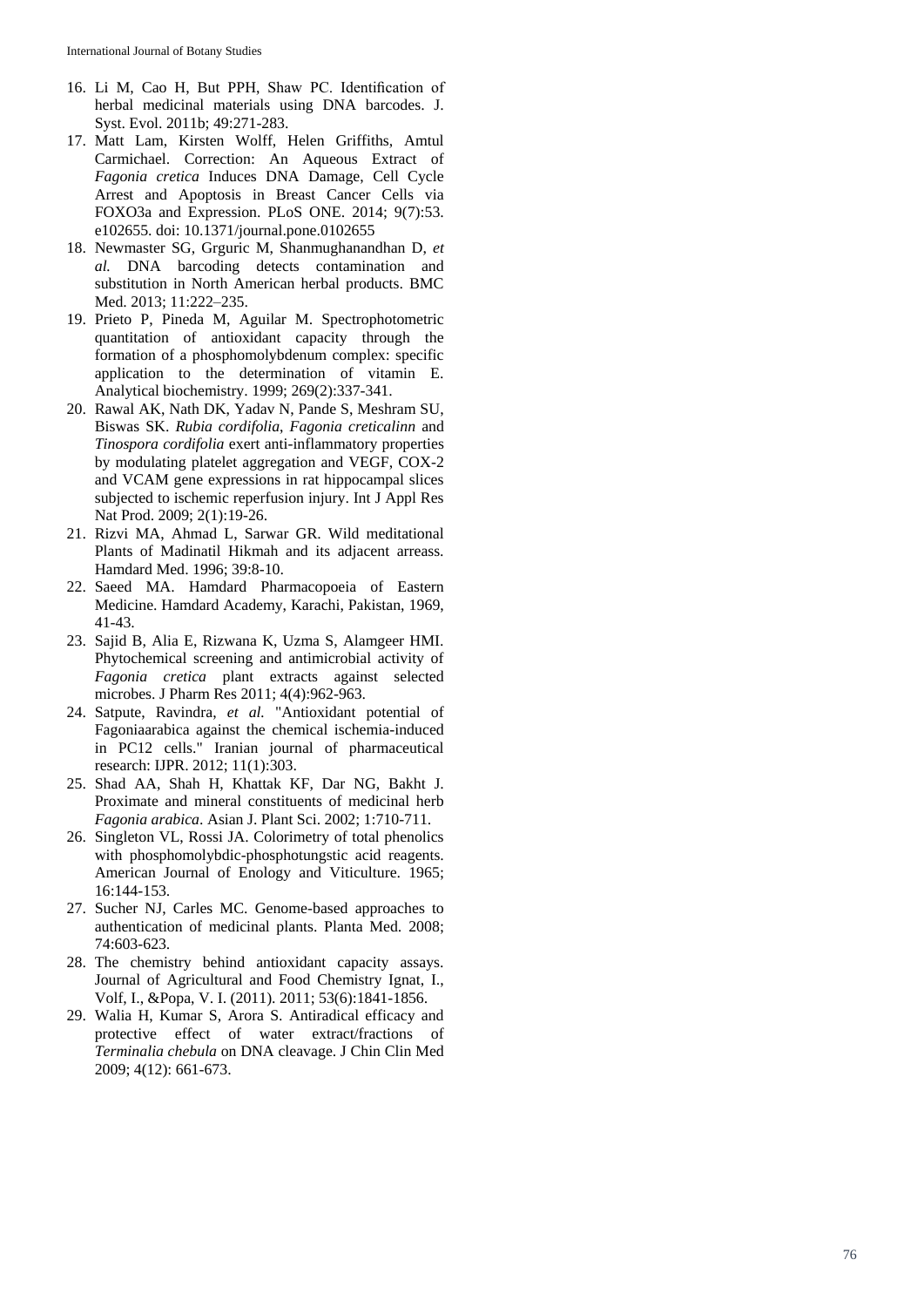16. Li M, Cao H, But PPH, Shaw PC. Identification of herbal medicinal materials using DNA barcodes. J. Syst. Evol. 2011b; 49:271-283.
17. Matt Lam, Kirsten Wolff, Helen Griffiths, Amtul Carmichael. Correction: An Aqueous Extract of *Fagonia cretica* Induces DNA Damage, Cell Cycle Arrest and Apoptosis in Breast Cancer Cells via FOXO3a and Expression. PLoS ONE. 2014; 9(7):53. e102655. doi: 10.1371/journal.pone.0102655
18. Newmaster SG, Grguric M, Shanmughanandhan D, *et al.* DNA barcoding detects contamination and substitution in North American herbal products. BMC Med. 2013; 11:222–235.
19. Prieto P, Pineda M, Aguilar M. Spectrophotometric quantitation of antioxidant capacity through the formation of a phosphomolybdenum complex: specific application to the determination of vitamin E. Analytical biochemistry. 1999; 269(2):337-341.
20. Rawal AK, Nath DK, Yadav N, Pande S, Meshram SU, Biswas SK. *Rubia cordifolia*, *Fagonia creticalinn* and *Tinospora cordifolia* exert anti-inflammatory properties by modulating platelet aggregation and VEGF, COX-2 and VCAM gene expressions in rat hippocampal slices subjected to ischemic reperfusion injury. Int J Appl Res Nat Prod. 2009; 2(1):19-26.
21. Rizvi MA, Ahmad L, Sarwar GR. Wild meditational Plants of Madinatil Hikmah and its adjacent arreass. Hamdard Med. 1996; 39:8-10.
22. Saeed MA. Hamdard Pharmacopoeia of Eastern Medicine. Hamdard Academy, Karachi, Pakistan, 1969, 41-43.
23. Sajid B, Alia E, Rizwana K, Uzma S, Alamgeer HMI. Phytochemical screening and antimicrobial activity of *Fagonia cretica* plant extracts against selected microbes. J Pharm Res 2011; 4(4):962-963.
24. Satpute, Ravindra, *et al.* "Antioxidant potential of Fagoniaarabica against the chemical ischemia-induced in PC12 cells." Iranian journal of pharmaceutical research: IJPR. 2012; 11(1):303.
25. Shad AA, Shah H, Khattak KF, Dar NG, Bakht J. Proximate and mineral constituents of medicinal herb *Fagonia arabica*. Asian J. Plant Sci. 2002; 1:710-711.
26. Singleton VL, Rossi JA. Colorimetry of total phenolics with phosphomolybdic-phosphotungstic acid reagents. American Journal of Enology and Viticulture. 1965; 16:144-153.
27. Sucher NJ, Carles MC. Genome-based approaches to authentication of medicinal plants. Planta Med. 2008; 74:603-623.
28. The chemistry behind antioxidant capacity assays. Journal of Agricultural and Food Chemistry Ignat, I., Volf, I., &Popa, V. I. (2011). 2011; 53(6):1841-1856.
29. Walia H, Kumar S, Arora S. Antiradical efficacy and protective effect of water extract/fractions of *Terminalia chebula* on DNA cleavage. J Chin Clin Med 2009; 4(12): 661-673.